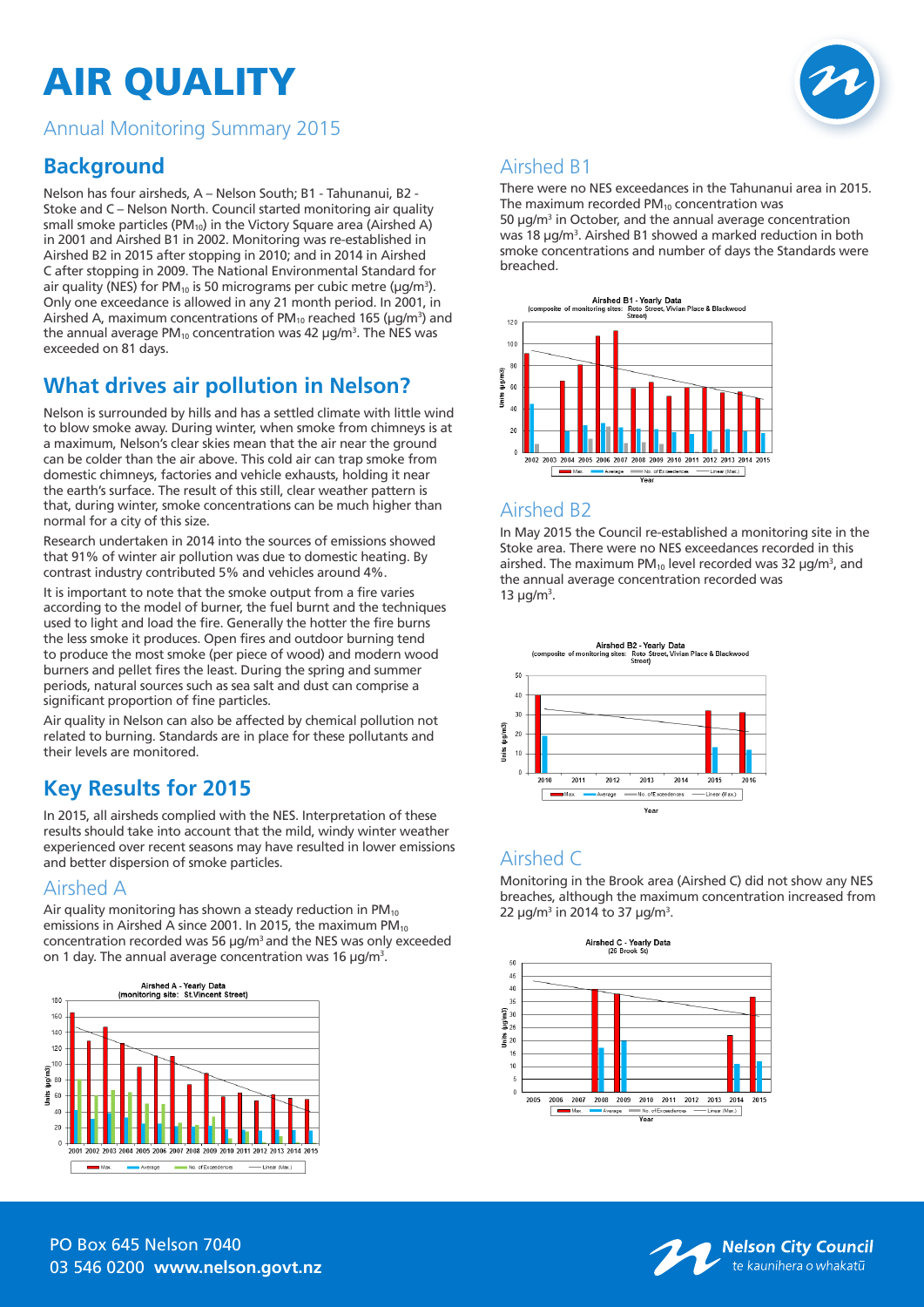# AIR QUALITY

Annual Monitoring Summary 2015

## Background

Nelson has four airsheds, A – Nelson South; B1 - Tahunanui, B2 - Stoke and C – Nelson North. Council started monitoring air quality small smoke particles ($PM_{10}$) in the Victory Square area (Airshed A) in 2001 and Airshed B1 in 2002. Monitoring was re-established in Airshed B2 in 2015 after stopping in 2010; and in 2014 in Airshed C after stopping in 2009. The National Environmental Standard for air quality (NES) for $PM_{10}$ is 50 micrograms per cubic metre (μg/$m^3$). Only one exceedance is allowed in any 21 month period. In 2001, in Airshed A, maximum concentrations of $PM_{10}$ reached 165 (μg/$m^3$) and the annual average $PM_{10}$ concentration was 42 μg/$m^3$. The NES was exceeded on 81 days.

## What drives air pollution in Nelson?

Nelson is surrounded by hills and has a settled climate with little wind to blow smoke away. During winter, when smoke from chimneys is at a maximum, Nelson's clear skies mean that the air near the ground can be colder than the air above. This cold air can trap smoke from domestic chimneys, factories and vehicle exhausts, holding it near the earth's surface. The result of this still, clear weather pattern is that, during winter, smoke concentrations can be much higher than normal for a city of this size.

Research undertaken in 2014 into the sources of emissions showed that 91% of winter air pollution was due to domestic heating. By contrast industry contributed 5% and vehicles around 4%.

It is important to note that the smoke output from a fire varies according to the model of burner, the fuel burnt and the techniques used to light and load the fire. Generally the hotter the fire burns the less smoke it produces. Open fires and outdoor burning tend to produce the most smoke (per piece of wood) and modern wood burners and pellet fires the least. During the spring and summer periods, natural sources such as sea salt and dust can comprise a significant proportion of fine particles.

Air quality in Nelson can also be affected by chemical pollution not related to burning. Standards are in place for these pollutants and their levels are monitored.

## Key Results for 2015

In 2015, all airsheds complied with the NES. Interpretation of these results should take into account that the mild, windy winter weather experienced over recent seasons may have resulted in lower emissions and better dispersion of smoke particles.

### Airshed A

Air quality monitoring has shown a steady reduction in $PM_{10}$ emissions in Airshed A since 2001. In 2015, the maximum $PM_{10}$ concentration recorded was 56 μg/$m^3$ and the NES was only exceeded on 1 day. The annual average concentration was 16 μg/$m^3$.

Airshed A - Yearly Data (monitoring site: St.Vincent Street)

### Airshed B1

There were no NES exceedances in the Tahunanui area in 2015. The maximum recorded $PM_{10}$ concentration was 50 μg/$m^3$ in October, and the annual average concentration was 18 μg/$m^3$. Airshed B1 showed a marked reduction in both smoke concentrations and number of days the Standards were breached.

Airshed B1 - Yearly Data (composite of monitoring sites: Roto Street, Vivian Place & Blackwood Street)

### Airshed B2

In May 2015 the Council re-established a monitoring site in the Stoke area. There were no NES exceedances recorded in this airshed. The maximum $PM_{10}$ level recorded was 32 μg/$m^3$, and the annual average concentration recorded was 13 μg/$m^3$.

Airshed B2 - Yearly Data (composite of monitoring sites: Roto Street, Vivian Place & Blackwood Street)

### Airshed C

Monitoring in the Brook area (Airshed C) did not show any NES breaches, although the maximum concentration increased from 22 μg/$m^3$ in 2014 to 37 μg/$m^3$.

Airshed C - Yearly Data (26 Brook St)

PO Box 645 Nelson 7040
03 546 0200 **www.nelson.govt.nz**

**Nelson City Council**
te kaunihera o whakatū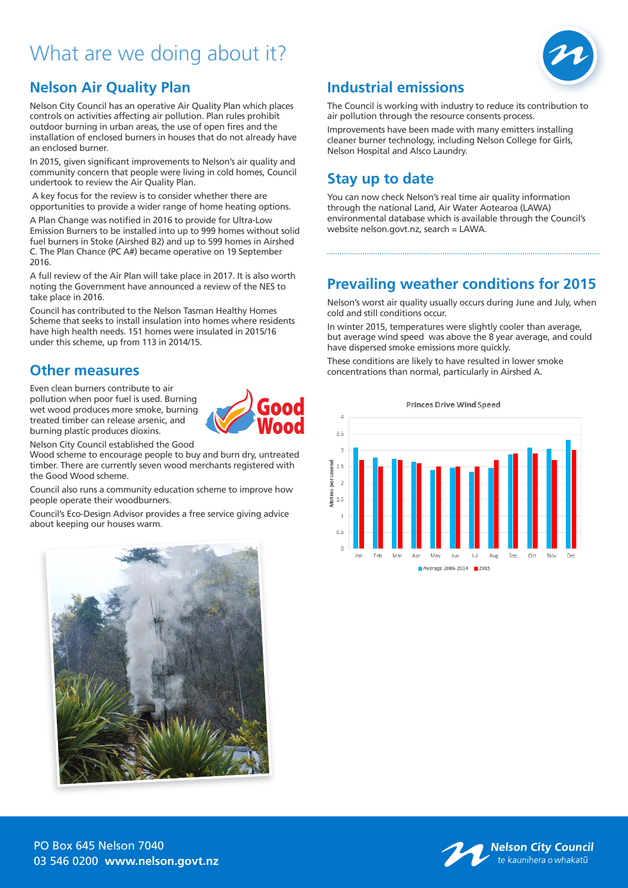# What are we doing about it?

## Nelson Air Quality Plan

Nelson City Council has an operative Air Quality Plan which places controls on activities affecting air pollution. Plan rules prohibit outdoor burning in urban areas, the use of open fires and the installation of enclosed burners in houses that do not already have an enclosed burner.

In 2015, given significant improvements to Nelson's air quality and community concern that people were living in cold homes, Council undertook to review the Air Quality Plan.

A key focus for the review is to consider whether there are opportunities to provide a wider range of home heating options.

A Plan Change was notified in 2016 to provide for Ultra-Low Emission Burners to be installed into up to 999 homes without solid fuel burners in Stoke (Airshed B2) and up to 599 homes in Airshed C. The Plan Chance (PC A#) became operative on 19 September 2016.

A full review of the Air Plan will take place in 2017. It is also worth noting the Government have announced a review of the NES to take place in 2016.

Council has contributed to the Nelson Tasman Healthy Homes Scheme that seeks to install insulation into homes where residents have high health needs. 151 homes were insulated in 2015/16 under this scheme, up from 113 in 2014/15.

## Other measures

Even clean burners contribute to air pollution when poor fuel is used. Burning wet wood produces more smoke, burning treated timber can release arsenic, and burning plastic produces dioxins.

Nelson City Council established the Good Wood scheme to encourage people to buy and burn dry, untreated timber. There are currently seven wood merchants registered with the Good Wood scheme.

Council also runs a community education scheme to improve how people operate their woodburners.

Council's Eco-Design Advisor provides a free service giving advice about keeping our houses warm.

## Industrial emissions

The Council is working with industry to reduce its contribution to air pollution through the resource consents process.

Improvements have been made with many emitters installing cleaner burner technology, including Nelson College for Girls, Nelson Hospital and Alsco Laundry.

## Stay up to date

You can now check Nelson's real time air quality information through the national Land, Air Water Aotearoa (LAWA) environmental database which is available through the Council's website nelson.govt.nz, search = LAWA.

## Prevailing weather conditions for 2015

Nelson's worst air quality usually occurs during June and July, when cold and still conditions occur.

In winter 2015, temperatures were slightly cooler than average, but average wind speed was above the 8 year average, and could have dispersed smoke emissions more quickly.

These conditions are likely to have resulted in lower smoke concentrations than normal, particularly in Airshed A.

Princes Drive Wind Speed

Metres per second

4
3.5
3
2.5
2
1.5
1
0.5
0

Jan Feb Mar Apr May Jun Jul Aug Sep Oct Nov Dec

Average 2006-2014 2015

PO Box 645 Nelson 7040
03 546 0200 **www.nelson.govt.nz**

**Nelson City Council**
*te kaunihera o whakatū*